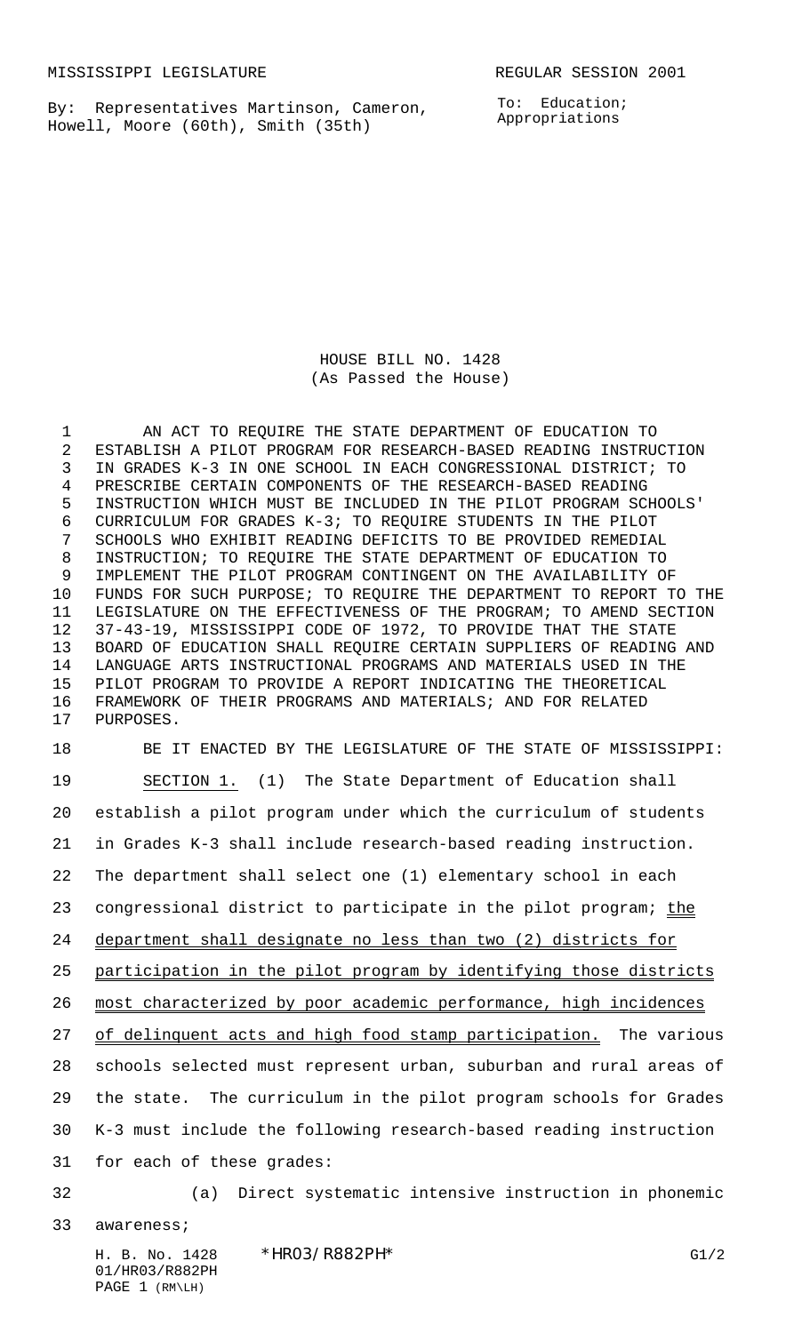MISSISSIPPI LEGISLATURE REGULAR SESSION 2001

By: Representatives Martinson, Cameron, Howell, Moore (60th), Smith (35th)

To: Education; Appropriations

HOUSE BILL NO. 1428
(As Passed the House)

AN ACT TO REQUIRE THE STATE DEPARTMENT OF EDUCATION TO ESTABLISH A PILOT PROGRAM FOR RESEARCH-BASED READING INSTRUCTION IN GRADES K-3 IN ONE SCHOOL IN EACH CONGRESSIONAL DISTRICT; TO PRESCRIBE CERTAIN COMPONENTS OF THE RESEARCH-BASED READING INSTRUCTION WHICH MUST BE INCLUDED IN THE PILOT PROGRAM SCHOOLS' CURRICULUM FOR GRADES K-3; TO REQUIRE STUDENTS IN THE PILOT SCHOOLS WHO EXHIBIT READING DEFICITS TO BE PROVIDED REMEDIAL INSTRUCTION; TO REQUIRE THE STATE DEPARTMENT OF EDUCATION TO IMPLEMENT THE PILOT PROGRAM CONTINGENT ON THE AVAILABILITY OF FUNDS FOR SUCH PURPOSE; TO REQUIRE THE DEPARTMENT TO REPORT TO THE LEGISLATURE ON THE EFFECTIVENESS OF THE PROGRAM; TO AMEND SECTION 37-43-19, MISSISSIPPI CODE OF 1972, TO PROVIDE THAT THE STATE BOARD OF EDUCATION SHALL REQUIRE CERTAIN SUPPLIERS OF READING AND LANGUAGE ARTS INSTRUCTIONAL PROGRAMS AND MATERIALS USED IN THE PILOT PROGRAM TO PROVIDE A REPORT INDICATING THE THEORETICAL FRAMEWORK OF THEIR PROGRAMS AND MATERIALS; AND FOR RELATED PURPOSES.

BE IT ENACTED BY THE LEGISLATURE OF THE STATE OF MISSISSIPPI:

SECTION 1. (1) The State Department of Education shall establish a pilot program under which the curriculum of students in Grades K-3 shall include research-based reading instruction. The department shall select one (1) elementary school in each congressional district to participate in the pilot program; the department shall designate no less than two (2) districts for participation in the pilot program by identifying those districts most characterized by poor academic performance, high incidences of delinquent acts and high food stamp participation. The various schools selected must represent urban, suburban and rural areas of the state. The curriculum in the pilot program schools for Grades K-3 must include the following research-based reading instruction for each of these grades:

(a) Direct systematic intensive instruction in phonemic awareness;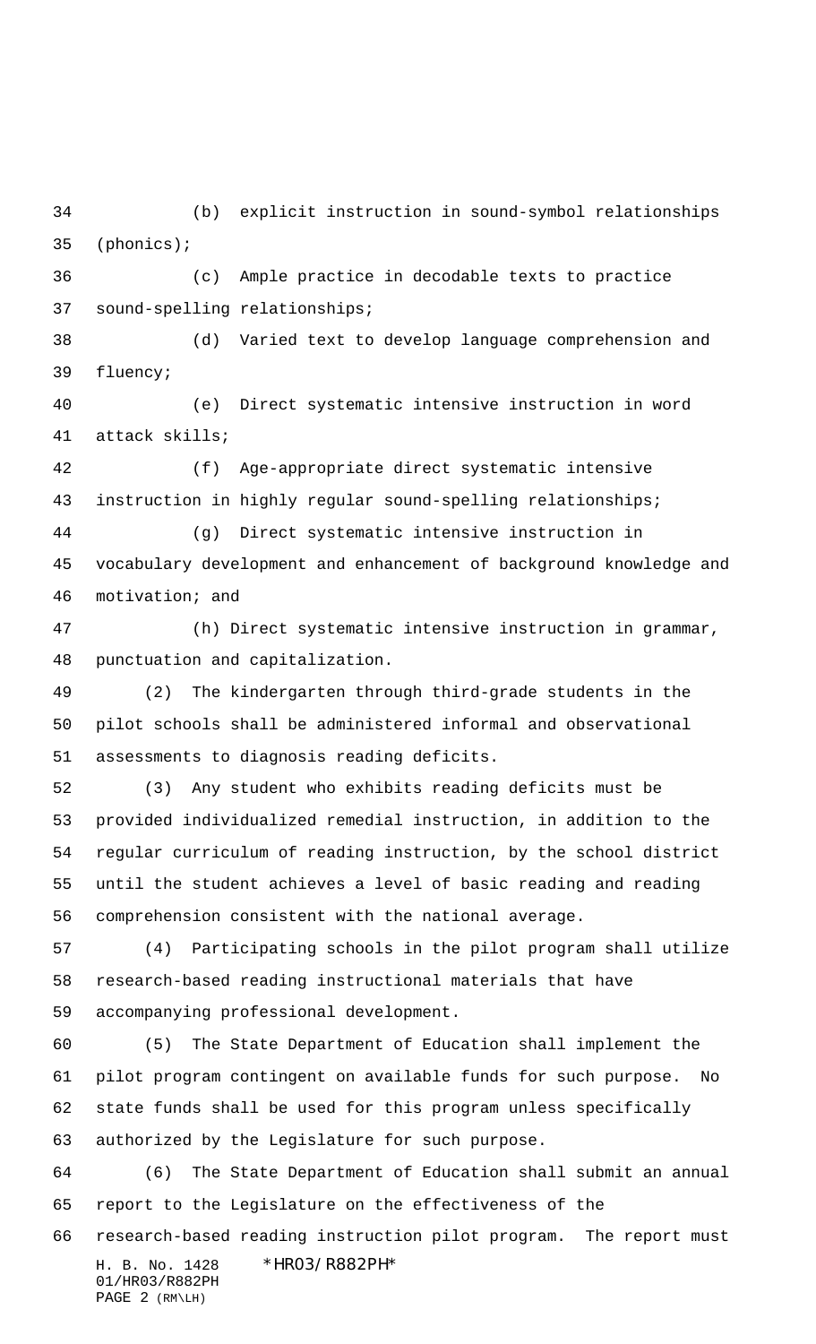(b) explicit instruction in sound-symbol relationships (phonics);

(c) Ample practice in decodable texts to practice sound-spelling relationships;

(d) Varied text to develop language comprehension and fluency;

(e) Direct systematic intensive instruction in word attack skills;

(f) Age-appropriate direct systematic intensive instruction in highly regular sound-spelling relationships;

(g) Direct systematic intensive instruction in vocabulary development and enhancement of background knowledge and motivation; and

(h) Direct systematic intensive instruction in grammar, punctuation and capitalization.

(2) The kindergarten through third-grade students in the pilot schools shall be administered informal and observational assessments to diagnosis reading deficits.

(3) Any student who exhibits reading deficits must be provided individualized remedial instruction, in addition to the regular curriculum of reading instruction, by the school district until the student achieves a level of basic reading and reading comprehension consistent with the national average.

(4) Participating schools in the pilot program shall utilize research-based reading instructional materials that have accompanying professional development.

(5) The State Department of Education shall implement the pilot program contingent on available funds for such purpose. No state funds shall be used for this program unless specifically authorized by the Legislature for such purpose.

(6) The State Department of Education shall submit an annual report to the Legislature on the effectiveness of the research-based reading instruction pilot program. The report must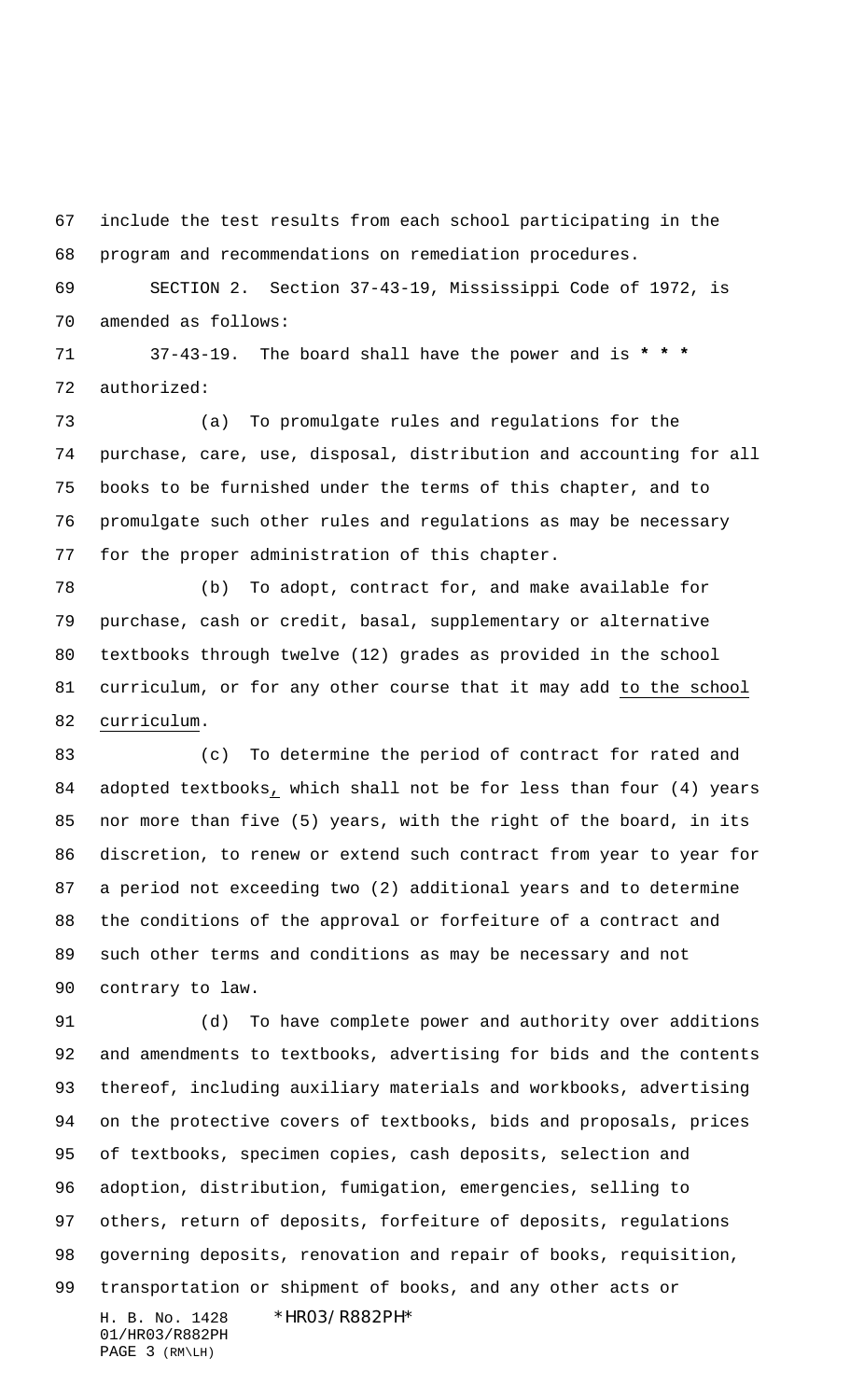include the test results from each school participating in the program and recommendations on remediation procedures.

SECTION 2. Section 37-43-19, Mississippi Code of 1972, is amended as follows:

37-43-19. The board shall have the power and is * * * authorized:

(a) To promulgate rules and regulations for the purchase, care, use, disposal, distribution and accounting for all books to be furnished under the terms of this chapter, and to promulgate such other rules and regulations as may be necessary for the proper administration of this chapter.

(b) To adopt, contract for, and make available for purchase, cash or credit, basal, supplementary or alternative textbooks through twelve (12) grades as provided in the school curriculum, or for any other course that it may add to the school curriculum.

(c) To determine the period of contract for rated and adopted textbooks, which shall not be for less than four (4) years nor more than five (5) years, with the right of the board, in its discretion, to renew or extend such contract from year to year for a period not exceeding two (2) additional years and to determine the conditions of the approval or forfeiture of a contract and such other terms and conditions as may be necessary and not contrary to law.

(d) To have complete power and authority over additions and amendments to textbooks, advertising for bids and the contents thereof, including auxiliary materials and workbooks, advertising on the protective covers of textbooks, bids and proposals, prices of textbooks, specimen copies, cash deposits, selection and adoption, distribution, fumigation, emergencies, selling to others, return of deposits, forfeiture of deposits, regulations governing deposits, renovation and repair of books, requisition, transportation or shipment of books, and any other acts or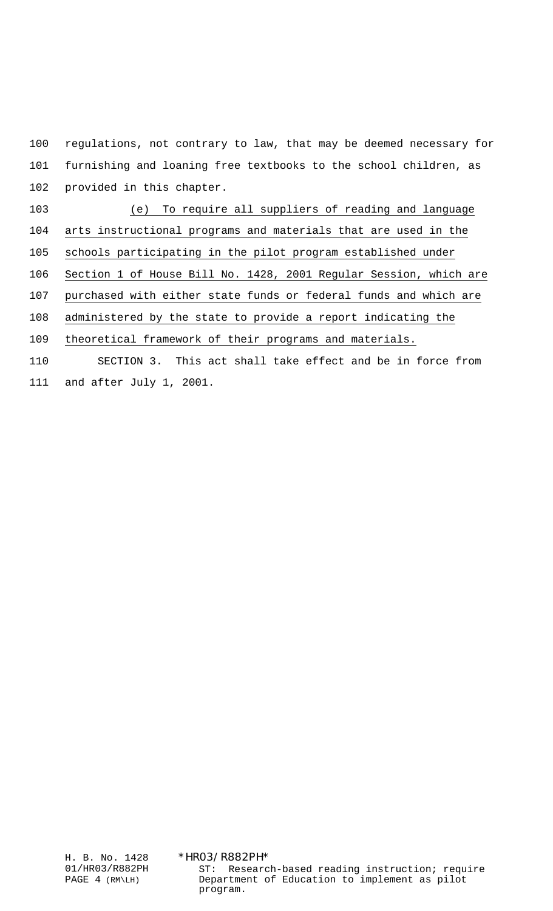regulations, not contrary to law, that may be deemed necessary for furnishing and loaning free textbooks to the school children, as provided in this chapter.

(e) To require all suppliers of reading and language arts instructional programs and materials that are used in the schools participating in the pilot program established under Section 1 of House Bill No. 1428, 2001 Regular Session, which are purchased with either state funds or federal funds and which are administered by the state to provide a report indicating the theoretical framework of their programs and materials.

SECTION 3. This act shall take effect and be in force from and after July 1, 2001.

H. B. No. 1428 *HR03/R882PH*
01/HR03/R882PH
ST: Research-based reading instruction; require Department of Education to implement as pilot program.